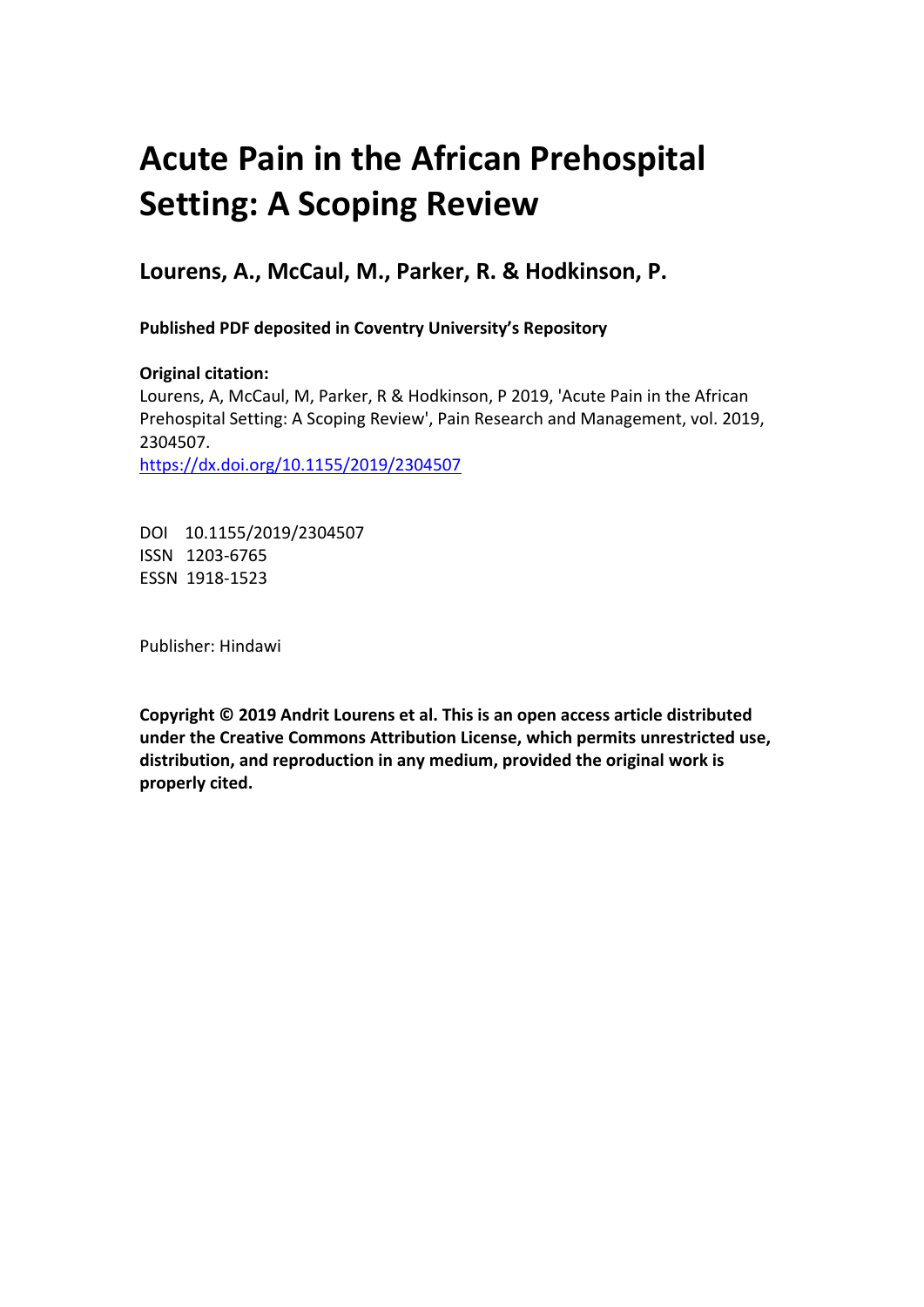# Acute Pain in the African Prehospital Setting: A Scoping Review

## Lourens, A., McCaul, M., Parker, R. & Hodkinson, P.

**Published PDF deposited in Coventry University's Repository**

**Original citation:**

Lourens, A, McCaul, M, Parker, R & Hodkinson, P 2019, 'Acute Pain in the African Prehospital Setting: A Scoping Review', Pain Research and Management, vol. 2019, 2304507.

https://dx.doi.org/10.1155/2019/2304507

DOI 10.1155/2019/2304507
ISSN 1203-6765
ESSN 1918-1523

Publisher: Hindawi

**Copyright © 2019 Andrit Lourens et al. This is an open access article distributed under the Creative Commons Attribution License, which permits unrestricted use, distribution, and reproduction in any medium, provided the original work is properly cited.**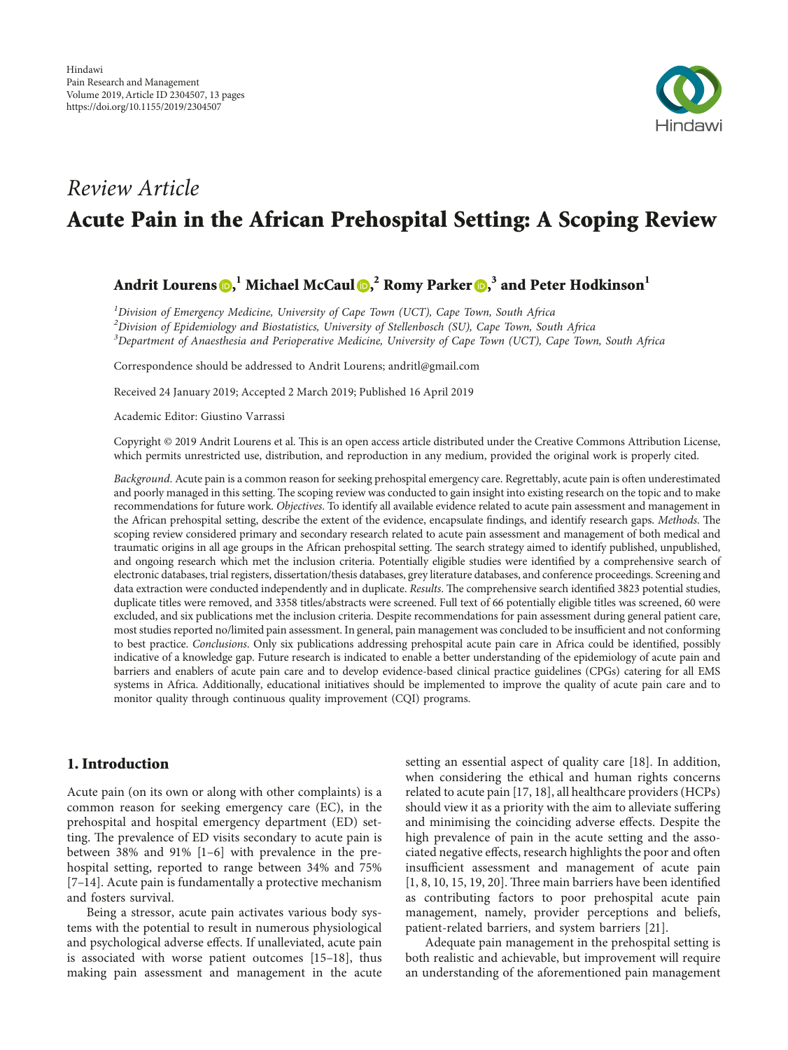*Review Article*

# Acute Pain in the African Prehospital Setting: A Scoping Review

**Andrit Lourens**[1] **Michael McCaul**[2] **Romy Parker**[3] **and Peter Hodkinson**[1]

[1]*Division of Emergency Medicine, University of Cape Town (UCT), Cape Town, South Africa*
[2]*Division of Epidemiology and Biostatistics, University of Stellenbosch (SU), Cape Town, South Africa*
[3]*Department of Anaesthesia and Perioperative Medicine, University of Cape Town (UCT), Cape Town, South Africa*

Correspondence should be addressed to Andrit Lourens; andritl@gmail.com

Received 24 January 2019; Accepted 2 March 2019; Published 16 April 2019

Academic Editor: Giustino Varrassi

Copyright © 2019 Andrit Lourens et al. This is an open access article distributed under the Creative Commons Attribution License, which permits unrestricted use, distribution, and reproduction in any medium, provided the original work is properly cited.

*Background*. Acute pain is a common reason for seeking prehospital emergency care. Regrettably, acute pain is often underestimated and poorly managed in this setting. The scoping review was conducted to gain insight into existing research on the topic and to make recommendations for future work. *Objectives*. To identify all available evidence related to acute pain assessment and management in the African prehospital setting, describe the extent of the evidence, encapsulate findings, and identify research gaps. *Methods*. The scoping review considered primary and secondary research related to acute pain assessment and management of both medical and traumatic origins in all age groups in the African prehospital setting. The search strategy aimed to identify published, unpublished, and ongoing research which met the inclusion criteria. Potentially eligible studies were identified by a comprehensive search of electronic databases, trial registers, dissertation/thesis databases, grey literature databases, and conference proceedings. Screening and data extraction were conducted independently and in duplicate. *Results*. The comprehensive search identified 3823 potential studies, duplicate titles were removed, and 3358 titles/abstracts were screened. Full text of 66 potentially eligible titles was screened, 60 were excluded, and six publications met the inclusion criteria. Despite recommendations for pain assessment during general patient care, most studies reported no/limited pain assessment. In general, pain management was concluded to be insufficient and not conforming to best practice. *Conclusions*. Only six publications addressing prehospital acute pain care in Africa could be identified, possibly indicative of a knowledge gap. Future research is indicated to enable a better understanding of the epidemiology of acute pain and barriers and enablers of acute pain care and to develop evidence-based clinical practice guidelines (CPGs) catering for all EMS systems in Africa. Additionally, educational initiatives should be implemented to improve the quality of acute pain care and to monitor quality through continuous quality improvement (CQI) programs.

## 1. Introduction

Acute pain (on its own or along with other complaints) is a common reason for seeking emergency care (EC), in the prehospital and hospital emergency department (ED) setting. The prevalence of ED visits secondary to acute pain is between 38% and 91% [1–6] with prevalence in the prehospital setting, reported to range between 34% and 75% [7–14]. Acute pain is fundamentally a protective mechanism and fosters survival.

Being a stressor, acute pain activates various body systems with the potential to result in numerous physiological and psychological adverse effects. If unalleviated, acute pain is associated with worse patient outcomes [15–18], thus making pain assessment and management in the acute setting an essential aspect of quality care [18]. In addition, when considering the ethical and human rights concerns related to acute pain [17, 18], all healthcare providers (HCPs) should view it as a priority with the aim to alleviate suffering and minimising the coinciding adverse effects. Despite the high prevalence of pain in the acute setting and the associated negative effects, research highlights the poor and often insufficient assessment and management of acute pain [1, 8, 10, 15, 19, 20]. Three main barriers have been identified as contributing factors to poor prehospital acute pain management, namely, provider perceptions and beliefs, patient-related barriers, and system barriers [21].

Adequate pain management in the prehospital setting is both realistic and achievable, but improvement will require an understanding of the aforementioned pain management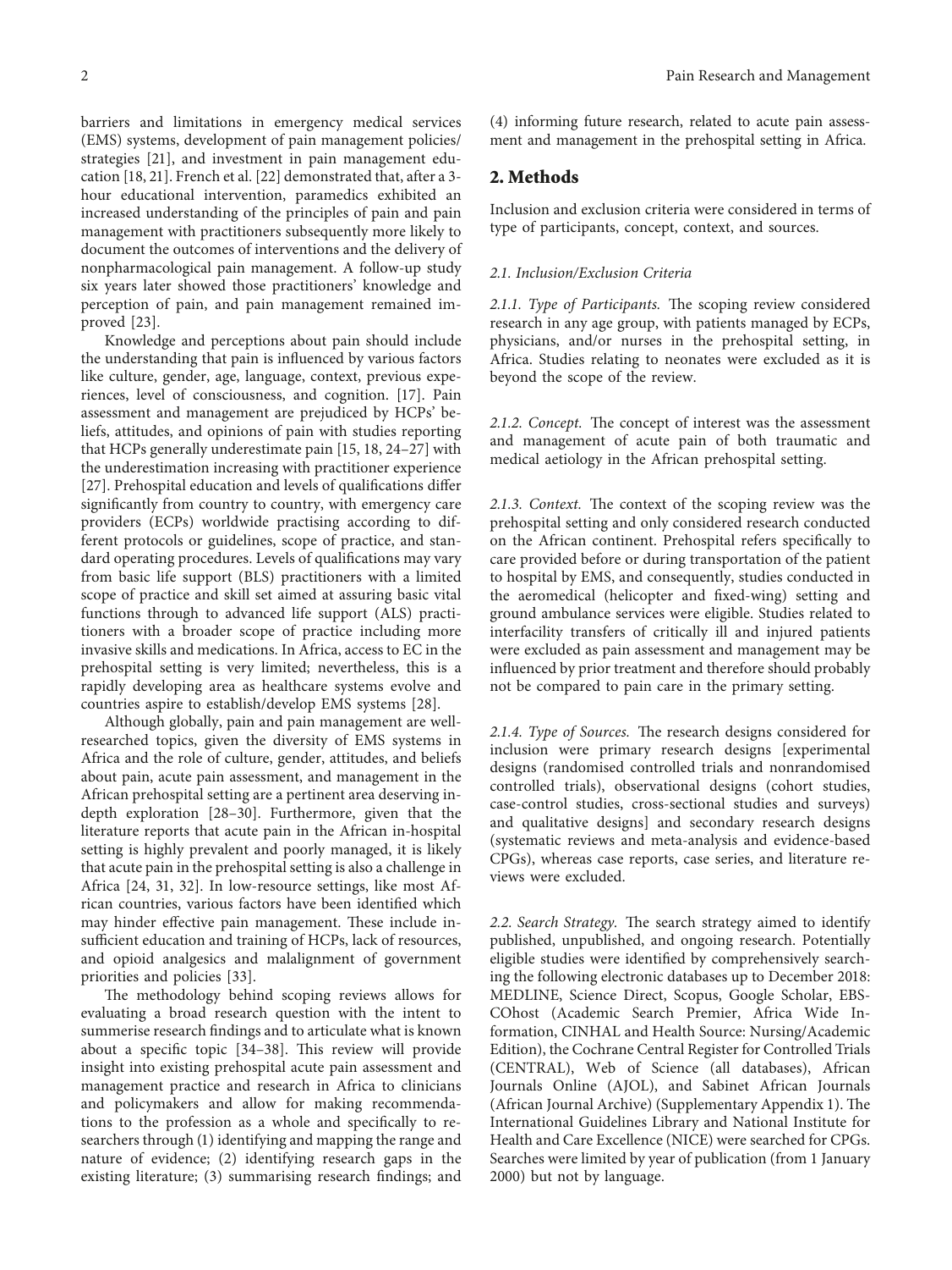barriers and limitations in emergency medical services (EMS) systems, development of pain management policies/strategies [21], and investment in pain management education [18, 21]. French et al. [22] demonstrated that, after a 3-hour educational intervention, paramedics exhibited an increased understanding of the principles of pain and pain management with practitioners subsequently more likely to document the outcomes of interventions and the delivery of nonpharmacological pain management. A follow-up study six years later showed those practitioners' knowledge and perception of pain, and pain management remained improved [23].

Knowledge and perceptions about pain should include the understanding that pain is influenced by various factors like culture, gender, age, language, context, previous experiences, level of consciousness, and cognition. [17]. Pain assessment and management are prejudiced by HCPs' beliefs, attitudes, and opinions of pain with studies reporting that HCPs generally underestimate pain [15, 18, 24–27] with the underestimation increasing with practitioner experience [27]. Prehospital education and levels of qualifications differ significantly from country to country, with emergency care providers (ECPs) worldwide practising according to different protocols or guidelines, scope of practice, and standard operating procedures. Levels of qualifications may vary from basic life support (BLS) practitioners with a limited scope of practice and skill set aimed at assuring basic vital functions through to advanced life support (ALS) practitioners with a broader scope of practice including more invasive skills and medications. In Africa, access to EC in the prehospital setting is very limited; nevertheless, this is a rapidly developing area as healthcare systems evolve and countries aspire to establish/develop EMS systems [28].

Although globally, pain and pain management are well-researched topics, given the diversity of EMS systems in Africa and the role of culture, gender, attitudes, and beliefs about pain, acute pain assessment, and management in the African prehospital setting are a pertinent area deserving in-depth exploration [28–30]. Furthermore, given that the literature reports that acute pain in the African in-hospital setting is highly prevalent and poorly managed, it is likely that acute pain in the prehospital setting is also a challenge in Africa [24, 31, 32]. In low-resource settings, like most African countries, various factors have been identified which may hinder effective pain management. These include insufficient education and training of HCPs, lack of resources, and opioid analgesics and malalignment of government priorities and policies [33].

The methodology behind scoping reviews allows for evaluating a broad research question with the intent to summerise research findings and to articulate what is known about a specific topic [34–38]. This review will provide insight into existing prehospital acute pain assessment and management practice and research in Africa to clinicians and policymakers and allow for making recommendations to the profession as a whole and specifically to researchers through (1) identifying and mapping the range and nature of evidence; (2) identifying research gaps in the existing literature; (3) summarising research findings; and (4) informing future research, related to acute pain assessment and management in the prehospital setting in Africa.

## 2. Methods

Inclusion and exclusion criteria were considered in terms of type of participants, concept, context, and sources.

### 2.1. Inclusion/Exclusion Criteria

*2.1.1. Type of Participants.* The scoping review considered research in any age group, with patients managed by ECPs, physicians, and/or nurses in the prehospital setting, in Africa. Studies relating to neonates were excluded as it is beyond the scope of the review.

*2.1.2. Concept.* The concept of interest was the assessment and management of acute pain of both traumatic and medical aetiology in the African prehospital setting.

*2.1.3. Context.* The context of the scoping review was the prehospital setting and only considered research conducted on the African continent. Prehospital refers specifically to care provided before or during transportation of the patient to hospital by EMS, and consequently, studies conducted in the aeromedical (helicopter and fixed-wing) setting and ground ambulance services were eligible. Studies related to interfacility transfers of critically ill and injured patients were excluded as pain assessment and management may be influenced by prior treatment and therefore should probably not be compared to pain care in the primary setting.

*2.1.4. Type of Sources.* The research designs considered for inclusion were primary research designs [experimental designs (randomised controlled trials and nonrandomised controlled trials), observational designs (cohort studies, case-control studies, cross-sectional studies and surveys) and qualitative designs] and secondary research designs (systematic reviews and meta-analysis and evidence-based CPGs), whereas case reports, case series, and literature reviews were excluded.

*2.2. Search Strategy.* The search strategy aimed to identify published, unpublished, and ongoing research. Potentially eligible studies were identified by comprehensively searching the following electronic databases up to December 2018: MEDLINE, Science Direct, Scopus, Google Scholar, EBSCOhost (Academic Search Premier, Africa Wide Information, CINHAL and Health Source: Nursing/Academic Edition), the Cochrane Central Register for Controlled Trials (CENTRAL), Web of Science (all databases), African Journals Online (AJOL), and Sabinet African Journals (African Journal Archive) (Supplementary Appendix 1). The International Guidelines Library and National Institute for Health and Care Excellence (NICE) were searched for CPGs. Searches were limited by year of publication (from 1 January 2000) but not by language.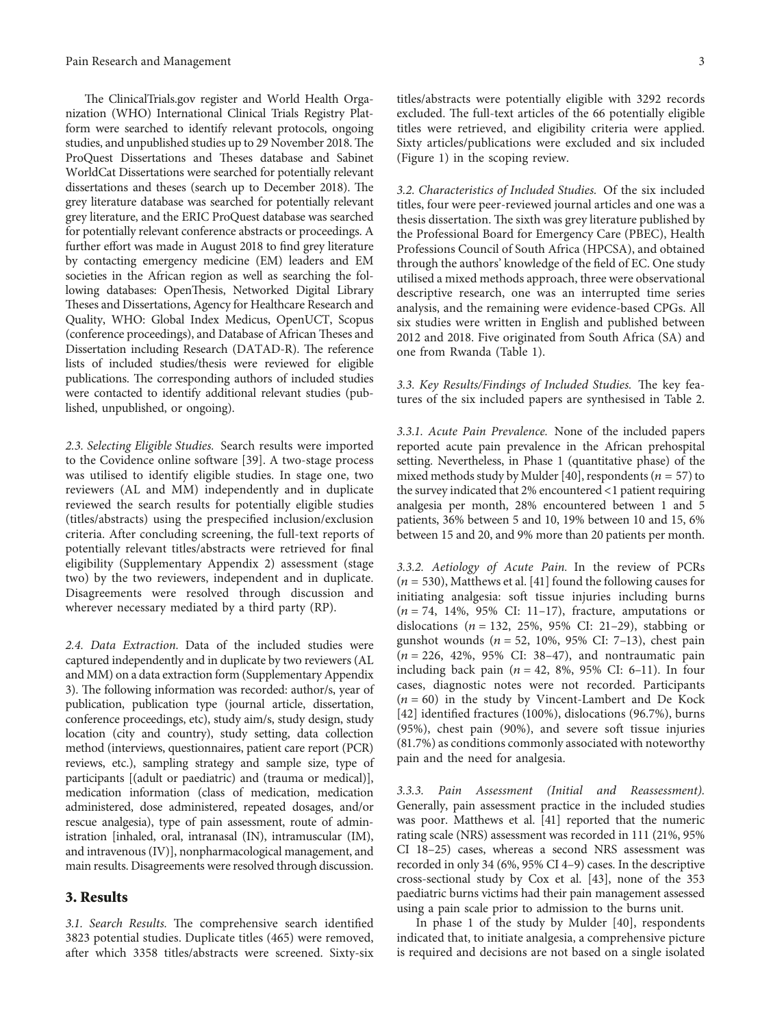The ClinicalTrials.gov register and World Health Organization (WHO) International Clinical Trials Registry Platform were searched to identify relevant protocols, ongoing studies, and unpublished studies up to 29 November 2018. The ProQuest Dissertations and Theses database and Sabinet WorldCat Dissertations were searched for potentially relevant dissertations and theses (search up to December 2018). The grey literature database was searched for potentially relevant grey literature, and the ERIC ProQuest database was searched for potentially relevant conference abstracts or proceedings. A further effort was made in August 2018 to find grey literature by contacting emergency medicine (EM) leaders and EM societies in the African region as well as searching the following databases: OpenThesis, Networked Digital Library Theses and Dissertations, Agency for Healthcare Research and Quality, WHO: Global Index Medicus, OpenUCT, Scopus (conference proceedings), and Database of African Theses and Dissertation including Research (DATAD-R). The reference lists of included studies/thesis were reviewed for eligible publications. The corresponding authors of included studies were contacted to identify additional relevant studies (published, unpublished, or ongoing).

*2.3. Selecting Eligible Studies.* Search results were imported to the Covidence online software [39]. A two-stage process was utilised to identify eligible studies. In stage one, two reviewers (AL and MM) independently and in duplicate reviewed the search results for potentially eligible studies (titles/abstracts) using the prespecified inclusion/exclusion criteria. After concluding screening, the full-text reports of potentially relevant titles/abstracts were retrieved for final eligibility (Supplementary Appendix 2) assessment (stage two) by the two reviewers, independent and in duplicate. Disagreements were resolved through discussion and wherever necessary mediated by a third party (RP).

*2.4. Data Extraction.* Data of the included studies were captured independently and in duplicate by two reviewers (AL and MM) on a data extraction form (Supplementary Appendix 3). The following information was recorded: author/s, year of publication, publication type (journal article, dissertation, conference proceedings, etc), study aim/s, study design, study location (city and country), study setting, data collection method (interviews, questionnaires, patient care report (PCR) reviews, etc.), sampling strategy and sample size, type of participants [(adult or paediatric) and (trauma or medical)], medication information (class of medication, medication administered, dose administered, repeated dosages, and/or rescue analgesia), type of pain assessment, route of administration [inhaled, oral, intranasal (IN), intramuscular (IM), and intravenous (IV)], nonpharmacological management, and main results. Disagreements were resolved through discussion.

## 3. Results

*3.1. Search Results.* The comprehensive search identified 3823 potential studies. Duplicate titles (465) were removed, after which 3358 titles/abstracts were screened. Sixty-six titles/abstracts were potentially eligible with 3292 records excluded. The full-text articles of the 66 potentially eligible titles were retrieved, and eligibility criteria were applied. Sixty articles/publications were excluded and six included (Figure 1) in the scoping review.

*3.2. Characteristics of Included Studies.* Of the six included titles, four were peer-reviewed journal articles and one was a thesis dissertation. The sixth was grey literature published by the Professional Board for Emergency Care (PBEC), Health Professions Council of South Africa (HPCSA), and obtained through the authors' knowledge of the field of EC. One study utilised a mixed methods approach, three were observational descriptive research, one was an interrupted time series analysis, and the remaining were evidence-based CPGs. All six studies were written in English and published between 2012 and 2018. Five originated from South Africa (SA) and one from Rwanda (Table 1).

*3.3. Key Results/Findings of Included Studies.* The key features of the six included papers are synthesised in Table 2.

*3.3.1. Acute Pain Prevalence.* None of the included papers reported acute pain prevalence in the African prehospital setting. Nevertheless, in Phase 1 (quantitative phase) of the mixed methods study by Mulder [40], respondents ($n = 57$) to the survey indicated that 2% encountered <1 patient requiring analgesia per month, 28% encountered between 1 and 5 patients, 36% between 5 and 10, 19% between 10 and 15, 6% between 15 and 20, and 9% more than 20 patients per month.

*3.3.2. Aetiology of Acute Pain.* In the review of PCRs ($n = 530$), Matthews et al. [41] found the following causes for initiating analgesia: soft tissue injuries including burns ($n = 74$, 14%, 95% CI: 11–17), fracture, amputations or dislocations ($n = 132$, 25%, 95% CI: 21–29), stabbing or gunshot wounds ($n = 52$, 10%, 95% CI: 7–13), chest pain ($n = 226$, 42%, 95% CI: 38–47), and nontraumatic pain including back pain ($n = 42$, 8%, 95% CI: 6–11). In four cases, diagnostic notes were not recorded. Participants ($n = 60$) in the study by Vincent-Lambert and De Kock [42] identified fractures (100%), dislocations (96.7%), burns (95%), chest pain (90%), and severe soft tissue injuries (81.7%) as conditions commonly associated with noteworthy pain and the need for analgesia.

*3.3.3. Pain Assessment (Initial and Reassessment).* Generally, pain assessment practice in the included studies was poor. Matthews et al. [41] reported that the numeric rating scale (NRS) assessment was recorded in 111 (21%, 95% CI 18–25) cases, whereas a second NRS assessment was recorded in only 34 (6%, 95% CI 4–9) cases. In the descriptive cross-sectional study by Cox et al. [43], none of the 353 paediatric burns victims had their pain management assessed using a pain scale prior to admission to the burns unit.

In phase 1 of the study by Mulder [40], respondents indicated that, to initiate analgesia, a comprehensive picture is required and decisions are not based on a single isolated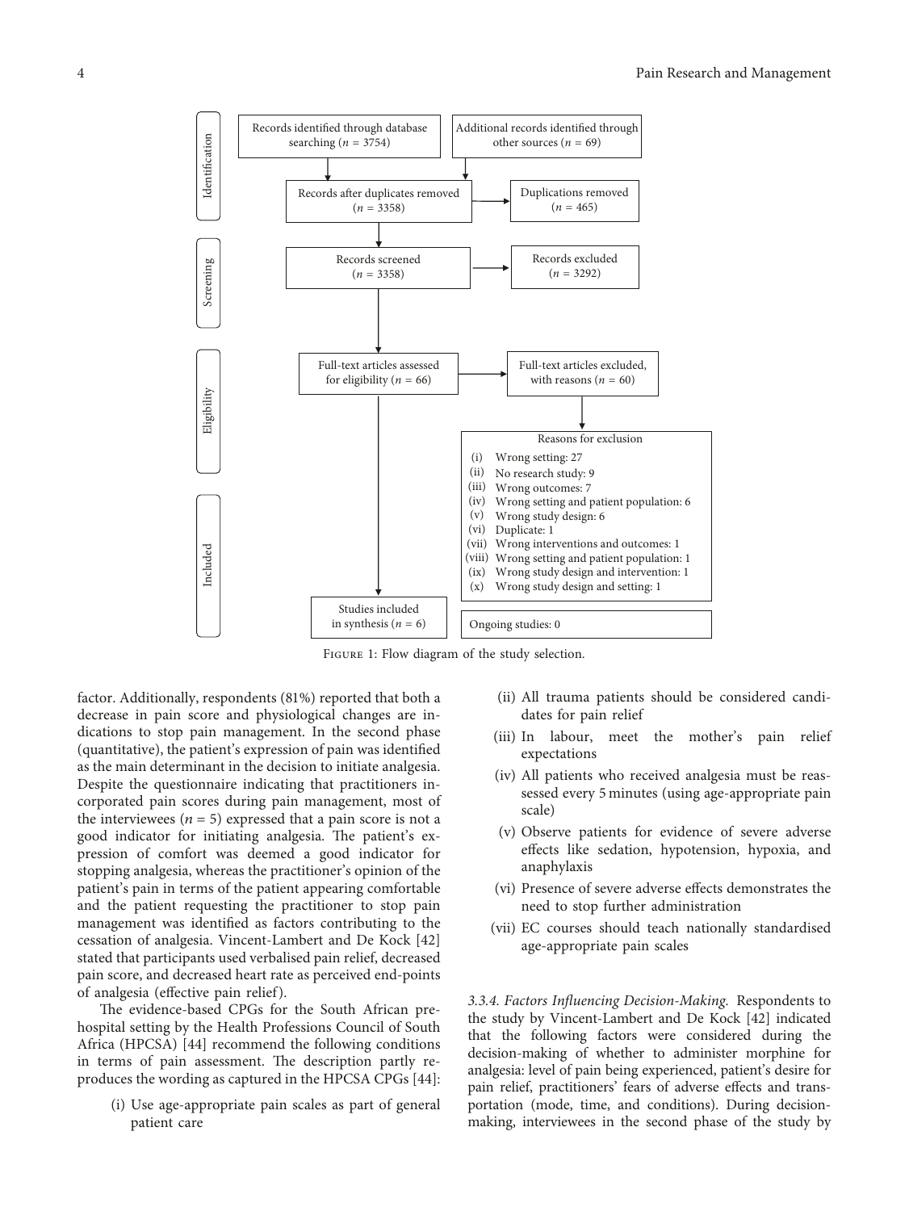**Identification**

Records identified through database searching ($n$ = 3754)

Additional records identified through other sources ($n$ = 69)

Records after duplicates removed ($n$ = 3358)

Duplications removed ($n$ = 465)

**Screening**

Records screened ($n$ = 3358)

Records excluded ($n$ = 3292)

**Eligibility**

Full-text articles assessed for eligibility ($n$ = 66)

Full-text articles excluded, with reasons ($n$ = 60)

Reasons for exclusion

(i) Wrong setting: 27
(ii) No research study: 9
(iii) Wrong outcomes: 7
(iv) Wrong setting and patient population: 6
(v) Wrong study design: 6
(vi) Duplicate: 1
(vii) Wrong interventions and outcomes: 1
(viii) Wrong setting and patient population: 1
(ix) Wrong study design and intervention: 1
(x) Wrong study design and setting: 1

**Included**

Studies included in synthesis ($n$ = 6)

Ongoing studies: 0

Figure 1: Flow diagram of the study selection.

factor. Additionally, respondents (81%) reported that both a decrease in pain score and physiological changes are indications to stop pain management. In the second phase (quantitative), the patient's expression of pain was identified as the main determinant in the decision to initiate analgesia. Despite the questionnaire indicating that practitioners incorporated pain scores during pain management, most of the interviewees ($n$ = 5) expressed that a pain score is not a good indicator for initiating analgesia. The patient's expression of comfort was deemed a good indicator for stopping analgesia, whereas the practitioner's opinion of the patient's pain in terms of the patient appearing comfortable and the patient requesting the practitioner to stop pain management was identified as factors contributing to the cessation of analgesia. Vincent-Lambert and De Kock [42] stated that participants used verbalised pain relief, decreased pain score, and decreased heart rate as perceived end-points of analgesia (effective pain relief).

The evidence-based CPGs for the South African prehospital setting by the Health Professions Council of South Africa (HPCSA) [44] recommend the following conditions in terms of pain assessment. The description partly reproduces the wording as captured in the HPCSA CPGs [44]:

(i) Use age-appropriate pain scales as part of general patient care
(ii) All trauma patients should be considered candidates for pain relief
(iii) In labour, meet the mother's pain relief expectations
(iv) All patients who received analgesia must be reassessed every 5 minutes (using age-appropriate pain scale)
(v) Observe patients for evidence of severe adverse effects like sedation, hypotension, hypoxia, and anaphylaxis
(vi) Presence of severe adverse effects demonstrates the need to stop further administration
(vii) EC courses should teach nationally standardised age-appropriate pain scales

*3.3.4. Factors Influencing Decision-Making.* Respondents to the study by Vincent-Lambert and De Kock [42] indicated that the following factors were considered during the decision-making of whether to administer morphine for analgesia: level of pain being experienced, patient's desire for pain relief, practitioners' fears of adverse effects and transportation (mode, time, and conditions). During decision-making, interviewees in the second phase of the study by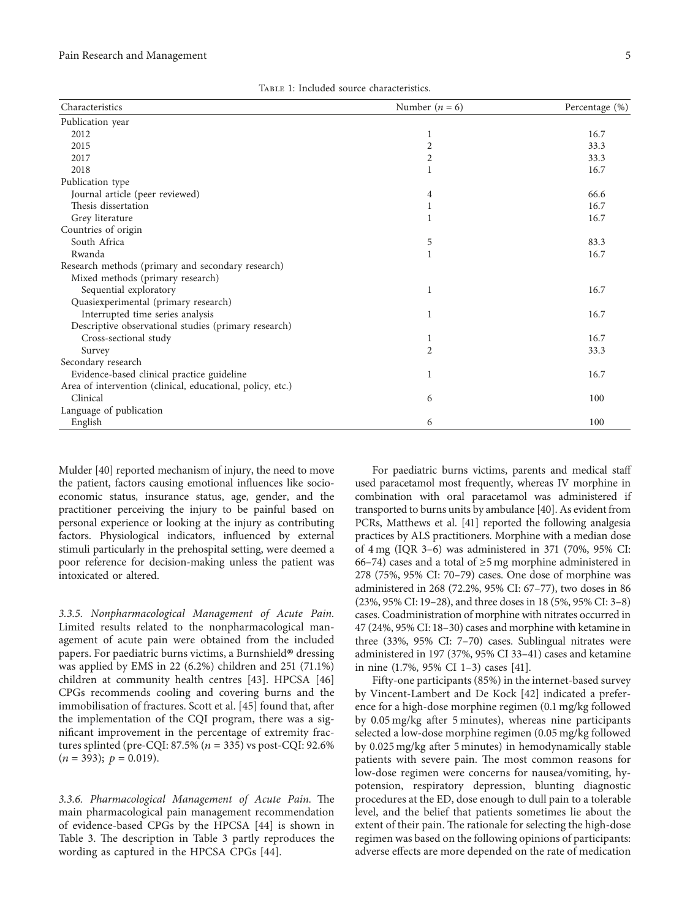Table 1: Included source characteristics.

| Characteristics | Number ($n = 6$) | Percentage (%) |
|---|---|---|
| Publication year | | |
| 2012 | 1 | 16.7 |
| 2015 | 2 | 33.3 |
| 2017 | 2 | 33.3 |
| 2018 | 1 | 16.7 |
| Publication type | | |
| Journal article (peer reviewed) | 4 | 66.6 |
| Thesis dissertation | 1 | 16.7 |
| Grey literature | 1 | 16.7 |
| Countries of origin | | |
| South Africa | 5 | 83.3 |
| Rwanda | 1 | 16.7 |
| Research methods (primary and secondary research) | | |
| Mixed methods (primary research) | | |
| Sequential exploratory | 1 | 16.7 |
| Quasiexperimental (primary research) | | |
| Interrupted time series analysis | 1 | 16.7 |
| Descriptive observational studies (primary research) | | |
| Cross-sectional study | 1 | 16.7 |
| Survey | 2 | 33.3 |
| Secondary research | | |
| Evidence-based clinical practice guideline | 1 | 16.7 |
| Area of intervention (clinical, educational, policy, etc.) | | |
| Clinical | 6 | 100 |
| Language of publication | | |
| English | 6 | 100 |

Mulder [40] reported mechanism of injury, the need to move the patient, factors causing emotional influences like socioeconomic status, insurance status, age, gender, and the practitioner perceiving the injury to be painful based on personal experience or looking at the injury as contributing factors. Physiological indicators, influenced by external stimuli particularly in the prehospital setting, were deemed a poor reference for decision-making unless the patient was intoxicated or altered.

*3.3.5. Nonpharmacological Management of Acute Pain.* Limited results related to the nonpharmacological management of acute pain were obtained from the included papers. For paediatric burns victims, a Burnshield® dressing was applied by EMS in 22 (6.2%) children and 251 (71.1%) children at community health centres [43]. HPCSA [46] CPGs recommends cooling and covering burns and the immobilisation of fractures. Scott et al. [45] found that, after the implementation of the CQI program, there was a significant improvement in the percentage of extremity fractures splinted (pre-CQI: 87.5% ($n = 335$) vs post-CQI: 92.6% ($n = 393$); $p = 0.019$).

*3.3.6. Pharmacological Management of Acute Pain.* The main pharmacological pain management recommendation of evidence-based CPGs by the HPCSA [44] is shown in Table 3. The description in Table 3 partly reproduces the wording as captured in the HPCSA CPGs [44].

For paediatric burns victims, parents and medical staff used paracetamol most frequently, whereas IV morphine in combination with oral paracetamol was administered if transported to burns units by ambulance [40]. As evident from PCRs, Matthews et al. [41] reported the following analgesia practices by ALS practitioners. Morphine with a median dose of 4 mg (IQR 3–6) was administered in 371 (70%, 95% CI: 66–74) cases and a total of ≥5 mg morphine administered in 278 (75%, 95% CI: 70–79) cases. One dose of morphine was administered in 268 (72.2%, 95% CI: 67–77), two doses in 86 (23%, 95% CI: 19–28), and three doses in 18 (5%, 95% CI: 3–8) cases. Coadministration of morphine with nitrates occurred in 47 (24%, 95% CI: 18–30) cases and morphine with ketamine in three (33%, 95% CI: 7–70) cases. Sublingual nitrates were administered in 197 (37%, 95% CI 33–41) cases and ketamine in nine (1.7%, 95% CI 1–3) cases [41].

Fifty-one participants (85%) in the internet-based survey by Vincent-Lambert and De Kock [42] indicated a preference for a high-dose morphine regimen (0.1 mg/kg followed by 0.05 mg/kg after 5 minutes), whereas nine participants selected a low-dose morphine regimen (0.05 mg/kg followed by 0.025 mg/kg after 5 minutes) in hemodynamically stable patients with severe pain. The most common reasons for low-dose regimen were concerns for nausea/vomiting, hypotension, respiratory depression, blunting diagnostic procedures at the ED, dose enough to dull pain to a tolerable level, and the belief that patients sometimes lie about the extent of their pain. The rationale for selecting the high-dose regimen was based on the following opinions of participants: adverse effects are more depended on the rate of medication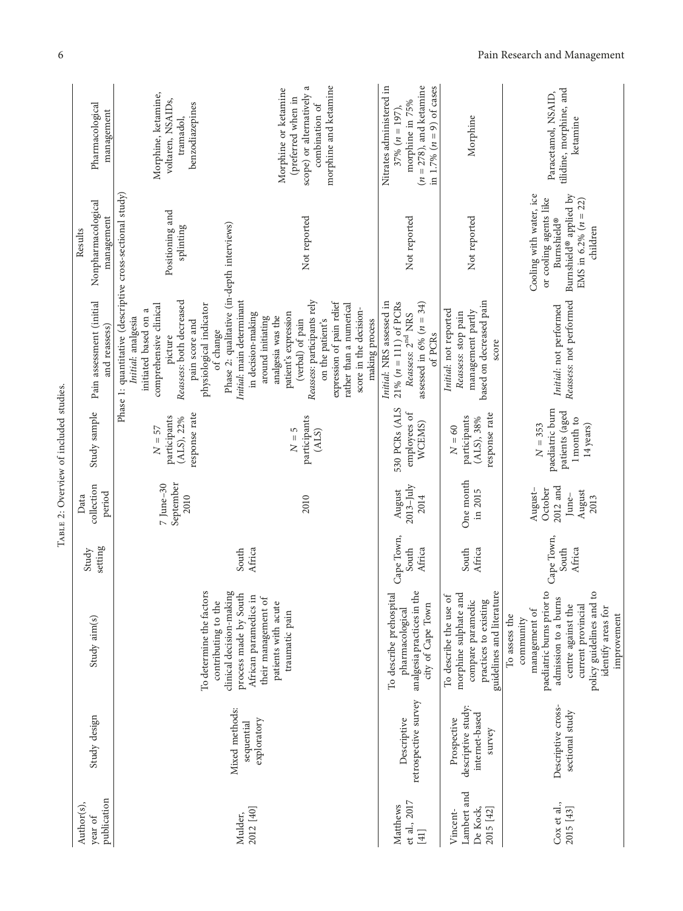Table 2: Overview of included studies.

| Author(s), year of publication | Study design | Study aim(s) | Study setting | Data collection period | Study sample | Results: Pain assessment (initial and reassess) | Results: Nonpharmacological management | Results: Pharmacological management |
|---|---|---|---|---|---|---|---|---|
| Mulder, 2012 [40] | Mixed methods: sequential exploratory | To determine the factors contributing to the clinical decision-making process made by South African paramedics in their management of patients with acute traumatic pain | South Africa | | | Phase 1: quantitative (descriptive cross-sectional study) | | |
| | | | | 7 June–30 September 2010 | $N = 57$ participants (ALS), 22% response rate | *Initial*: analgesia initiated based on a comprehensive clinical picture *Reassess*: both decreased pain score and physiological indicator of change | Positioning and splinting | Morphine, ketamine, voltaren, NSAIDs, tramadol, benzodiazepines |
| | | | | | | Phase 2: qualitative (in-depth interviews) | | |
| | | | | 2010 | $N = 5$ participants (ALS) | *Initial*: main determinant in decision-making around initiating analgesia was the patient's expression (verbal) of pain *Reassess*: participants rely on the patient's expression of pain relief rather than a numerical score in the decision-making process | Not reported | Morphine or ketamine (preferred when in scope) or alternatively a combination of morphine and ketamine |
| Matthews et al., 2017 [41] | Descriptive retrospective survey | To describe prehospital pharmacological analgesia practices in the city of Cape Town | Cape Town, South Africa | August 2013–July 2014 | 530 PCRs (ALS employees of WCEMS) | *Initial*: NRS assessed in 21% ($n = 111$) of PCRs *Reassess*: 2nd NRS assessed in 6% ($n = 34$) of PCRs | Not reported | Nitrates administered in 37% ($n = 197$), morphine in 75% ($n = 278$), and ketamine in 1.7% ($n = 9$) of cases |
| Vincent-Lambert and De Kock, 2015 [42] | Prospective descriptive study: internet-based survey | To describe the use of morphine sulphate and compare paramedic practices to existing guidelines and literature | South Africa | One month in 2015 | $N = 60$ participants (ALS), 38% response rate | *Initial*: not reported *Reassess*: stop pain management partly based on decreased pain score | Not reported | Morphine |
| Cox et al., 2015 [43] | Descriptive cross-sectional study | To assess the community management of paediatric burns prior to admission to a burns centre against the current provincial policy guidelines and to identify areas for improvement | Cape Town, South Africa | August–October 2012 and June–August 2013 | $N = 353$ paediatric burn patients (aged 1 month to 14 years) | *Initial*: not performed *Reassess*: not performed | Cooling with water, ice or cooling agents like Burnshield® Burnshield® applied by EMS in 6.2% ($n = 22$) children | Paracetamol, NSAID, tilidine, morphine, and ketamine |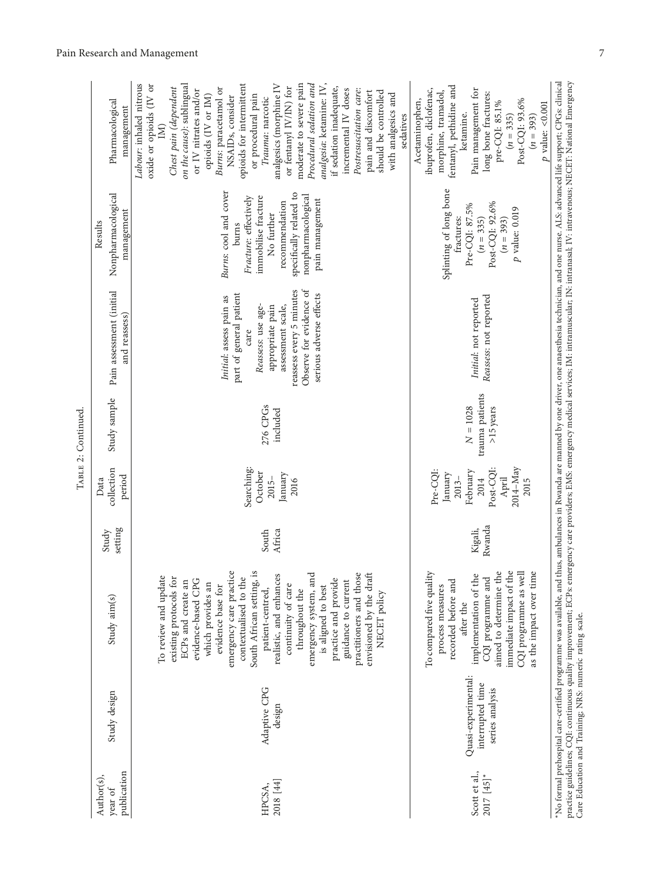Table 2: Continued.

| Author(s), year of publication | Study design | Study aim(s) | Study setting | Data collection period | Study sample | Pain assessment (initial and reassess) | Results: Nonpharmacological management | Results: Pharmacological management |
|---|---|---|---|---|---|---|---|---|
| HPCSA, 2018 [44] | Adaptive CPG design | To review and update existing protocols for ECPs and create an evidence-based CPG which provides an evidence base for emergency care practice contextualised to the South African setting, is patient-centred, realistic, and enhances continuity of care throughout the emergency system, and is aligned to best practice and provide guidance to current practitioners and those envisioned by the draft NECET policy | South Africa | Searching: October 2015–January 2016 | 276 CPGs included | *Initial*: assess pain as part of general patient care<br>*Reassess*: use age-appropriate pain assessment scale, reassess every 5 minutes<br>Observe for evidence of serious adverse effects | *Burns*: cool and cover burns<br>*Fracture*: effectively immobilise fracture<br>No further recommendation specifically related to nonpharmacological pain management | *Labour*: inhaled nitrous oxide or opioids (IV or IM)<br>*Chest pain (dependent on the cause)*: sublingual or IV nitrates and/or opioids (IV or IM)<br>*Burns*: paracetamol or NSAIDs, consider opioids for intermittent or procedural pain<br>*Trauma*: narcotic analgesics (morphine IV or fentanyl IV/IN) for moderate to severe pain<br>*Procedural sedation and analgesia*: ketamine: IV, if sedation inadequate, incremental IV doses<br>*Postresuscitation care*: pain and discomfort should be controlled with analgesics and sedatives |
| Scott et al., 2017 [45]* | Quasi-experimental: interrupted time series analysis | To compared five quality process measures recorded before and after the implementation of the CQI programme and aimed to determine the immediate impact of the CQI programme as well as the impact over time | Kigali, Rwanda | Pre-CQI: January 2013–February 2014<br>Post-CQI: April 2014–May 2015 | $N = 1028$ trauma patients >15 years | *Initial*: not reported<br>*Reassess*: not reported | Splinting of long bone fractures:<br>Pre-CQI: 87.5% ($n = 335$)<br>Post-CQI: 92.6% ($n = 393$)<br>$p$ value: 0.019 | Acetaminophen, ibuprofen, diclofenac, morphine, tramadol, fentanyl, pethidine and ketamine.<br>Pain management for long bone fractures:<br>pre-CQI: 85.1% ($n = 335$)<br>Post-CQI: 93.6% ($n = 393$)<br>$p$ value: <0.001 |

*No formal prehospital care-certified programme was available, and thus, ambulances in Rwanda are manned by one driver, one anaesthesia technician, and one nurse. ALS: advanced life support; CPGs: clinical practice guidelines; CQI: continuous quality improvement; ECPs: emergency care providers; EMS: emergency medical services; IM: intramuscular; IN: intranasal; IV: intravenous; NECET: National Emergency Care Education and Training; NRS: numeric rating scale.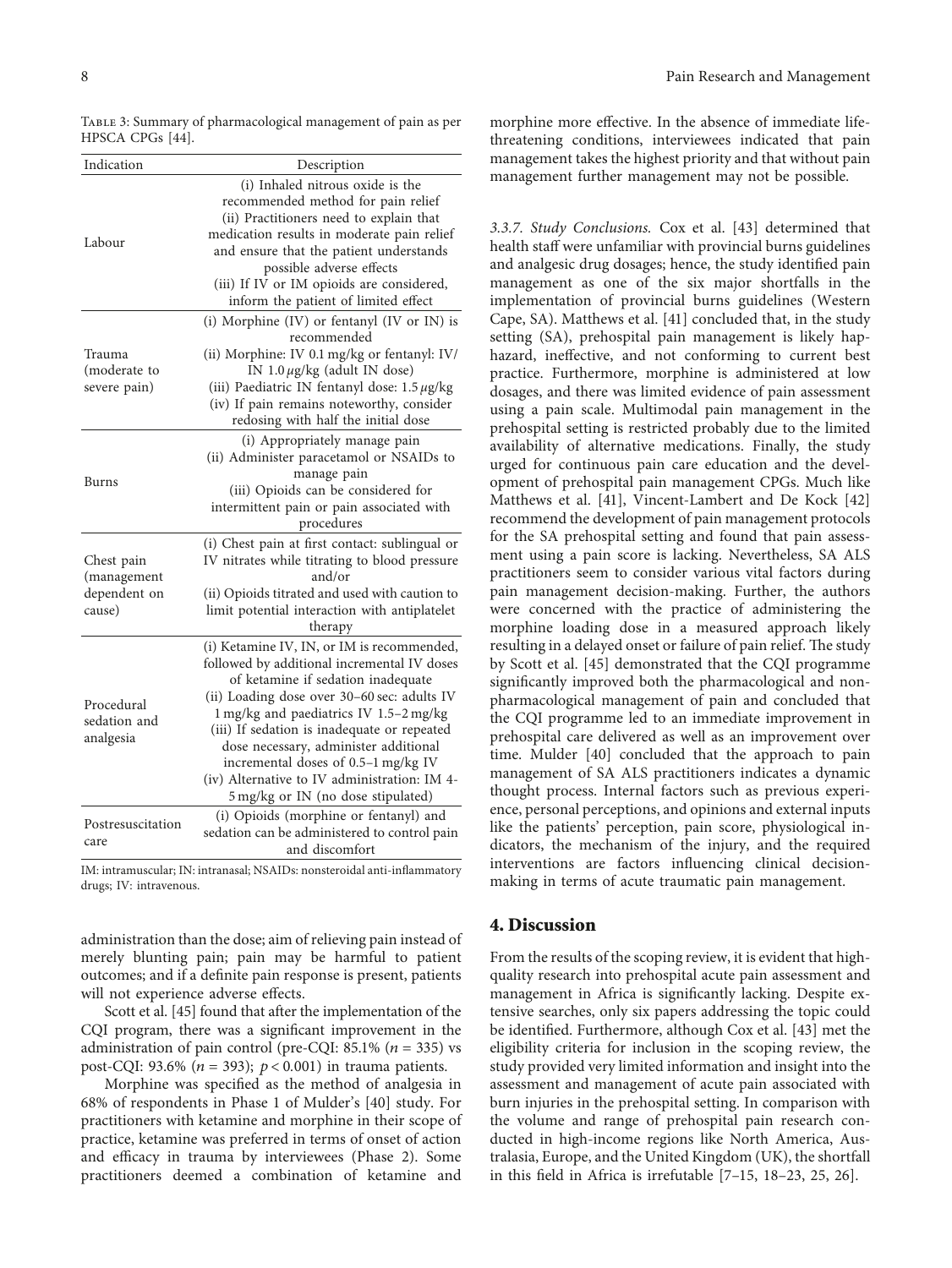Table 3: Summary of pharmacological management of pain as per HPSCA CPGs [44].

| Indication | Description |
| --- | --- |
| Labour | (i) Inhaled nitrous oxide is the recommended method for pain relief<br>(ii) Practitioners need to explain that medication results in moderate pain relief and ensure that the patient understands possible adverse effects<br>(iii) If IV or IM opioids are considered, inform the patient of limited effect |
| Trauma (moderate to severe pain) | (i) Morphine (IV) or fentanyl (IV or IN) is recommended<br>(ii) Morphine: IV 0.1 mg/kg or fentanyl: IV/IN 1.0 μg/kg (adult IN dose)<br>(iii) Paediatric IN fentanyl dose: 1.5 μg/kg<br>(iv) If pain remains noteworthy, consider redosing with half the initial dose |
| Burns | (i) Appropriately manage pain<br>(ii) Administer paracetamol or NSAIDs to manage pain<br>(iii) Opioids can be considered for intermittent pain or pain associated with procedures |
| Chest pain (management dependent on cause) | (i) Chest pain at first contact: sublingual or IV nitrates while titrating to blood pressure and/or<br>(ii) Opioids titrated and used with caution to limit potential interaction with antiplatelet therapy |
| Procedural sedation and analgesia | (i) Ketamine IV, IN, or IM is recommended, followed by additional incremental IV doses of ketamine if sedation inadequate<br>(ii) Loading dose over 30–60 sec: adults IV 1 mg/kg and paediatrics IV 1.5–2 mg/kg<br>(iii) If sedation is inadequate or repeated dose necessary, administer additional incremental doses of 0.5–1 mg/kg IV<br>(iv) Alternative to IV administration: IM 4-5 mg/kg or IN (no dose stipulated) |
| Postresuscitation care | (i) Opioids (morphine or fentanyl) and sedation can be administered to control pain and discomfort |

IM: intramuscular; IN: intranasal; NSAIDs: nonsteroidal anti-inflammatory drugs; IV: intravenous.

administration than the dose; aim of relieving pain instead of merely blunting pain; pain may be harmful to patient outcomes; and if a definite pain response is present, patients will not experience adverse effects.

Scott et al. [45] found that after the implementation of the CQI program, there was a significant improvement in the administration of pain control (pre-CQI: 85.1% ($n = 335$) vs post-CQI: 93.6% ($n = 393$); $p < 0.001$) in trauma patients.

Morphine was specified as the method of analgesia in 68% of respondents in Phase 1 of Mulder's [40] study. For practitioners with ketamine and morphine in their scope of practice, ketamine was preferred in terms of onset of action and efficacy in trauma by interviewees (Phase 2). Some practitioners deemed a combination of ketamine and morphine more effective. In the absence of immediate life-threatening conditions, interviewees indicated that pain management takes the highest priority and that without pain management further management may not be possible.

*3.3.7. Study Conclusions.* Cox et al. [43] determined that health staff were unfamiliar with provincial burns guidelines and analgesic drug dosages; hence, the study identified pain management as one of the six major shortfalls in the implementation of provincial burns guidelines (Western Cape, SA). Matthews et al. [41] concluded that, in the study setting (SA), prehospital pain management is likely haphazard, ineffective, and not conforming to current best practice. Furthermore, morphine is administered at low dosages, and there was limited evidence of pain assessment using a pain scale. Multimodal pain management in the prehospital setting is restricted probably due to the limited availability of alternative medications. Finally, the study urged for continuous pain care education and the development of prehospital pain management CPGs. Much like Matthews et al. [41], Vincent-Lambert and De Kock [42] recommend the development of pain management protocols for the SA prehospital setting and found that pain assessment using a pain score is lacking. Nevertheless, SA ALS practitioners seem to consider various vital factors during pain management decision-making. Further, the authors were concerned with the practice of administering the morphine loading dose in a measured approach likely resulting in a delayed onset or failure of pain relief. The study by Scott et al. [45] demonstrated that the CQI programme significantly improved both the pharmacological and non-pharmacological management of pain and concluded that the CQI programme led to an immediate improvement in prehospital care delivered as well as an improvement over time. Mulder [40] concluded that the approach to pain management of SA ALS practitioners indicates a dynamic thought process. Internal factors such as previous experience, personal perceptions, and opinions and external inputs like the patients' perception, pain score, physiological indicators, the mechanism of the injury, and the required interventions are factors influencing clinical decision-making in terms of acute traumatic pain management.

## 4. Discussion

From the results of the scoping review, it is evident that high-quality research into prehospital acute pain assessment and management in Africa is significantly lacking. Despite extensive searches, only six papers addressing the topic could be identified. Furthermore, although Cox et al. [43] met the eligibility criteria for inclusion in the scoping review, the study provided very limited information and insight into the assessment and management of acute pain associated with burn injuries in the prehospital setting. In comparison with the volume and range of prehospital pain research conducted in high-income regions like North America, Australasia, Europe, and the United Kingdom (UK), the shortfall in this field in Africa is irrefutable [7–15, 18–23, 25, 26].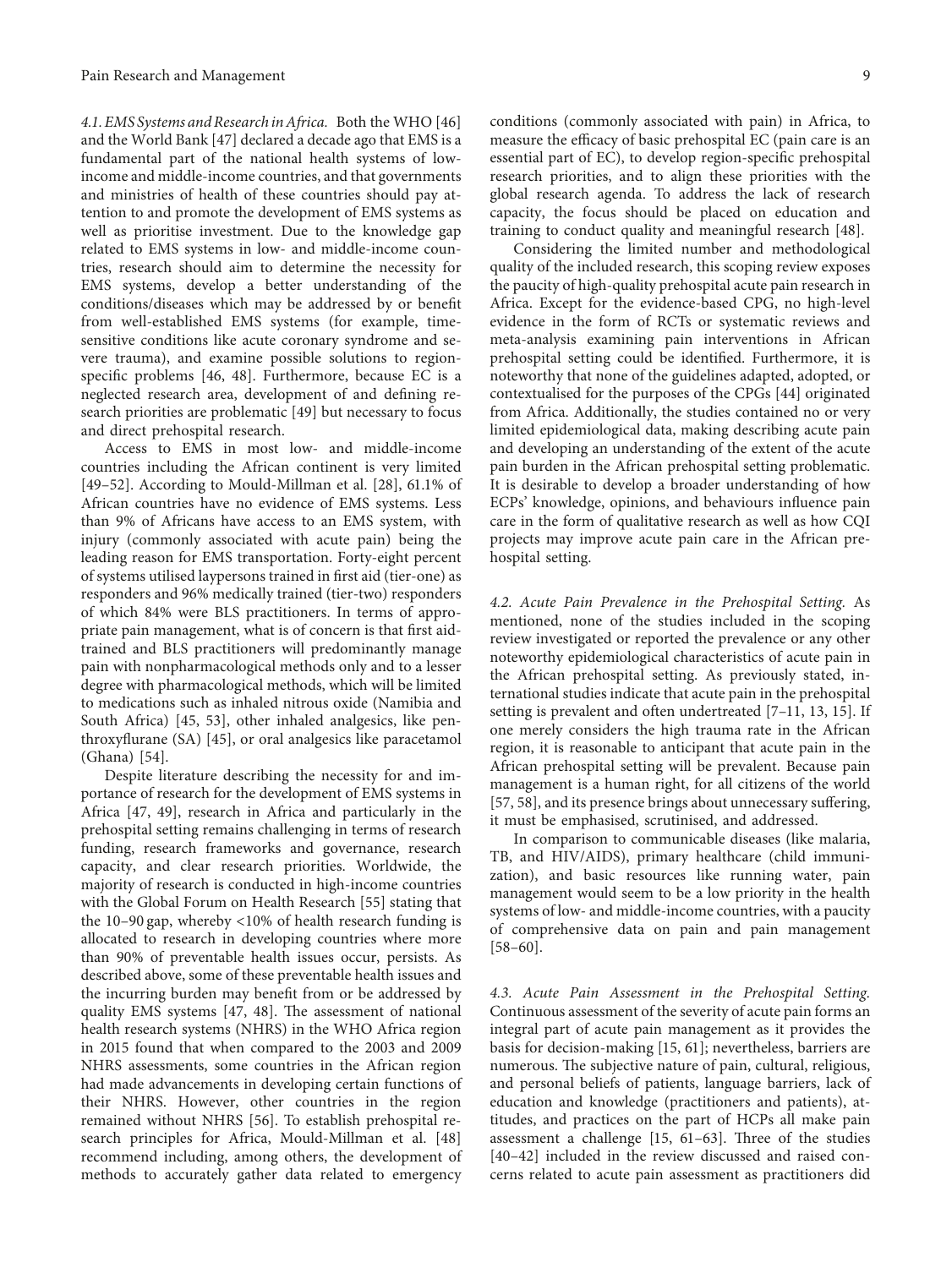*4.1. EMS Systems and Research in Africa.* Both the WHO [46] and the World Bank [47] declared a decade ago that EMS is a fundamental part of the national health systems of low-income and middle-income countries, and that governments and ministries of health of these countries should pay attention to and promote the development of EMS systems as well as prioritise investment. Due to the knowledge gap related to EMS systems in low- and middle-income countries, research should aim to determine the necessity for EMS systems, develop a better understanding of the conditions/diseases which may be addressed by or benefit from well-established EMS systems (for example, time-sensitive conditions like acute coronary syndrome and severe trauma), and examine possible solutions to region-specific problems [46, 48]. Furthermore, because EC is a neglected research area, development of and defining research priorities are problematic [49] but necessary to focus and direct prehospital research.

Access to EMS in most low- and middle-income countries including the African continent is very limited [49–52]. According to Mould-Millman et al. [28], 61.1% of African countries have no evidence of EMS systems. Less than 9% of Africans have access to an EMS system, with injury (commonly associated with acute pain) being the leading reason for EMS transportation. Forty-eight percent of systems utilised laypersons trained in first aid (tier-one) as responders and 96% medically trained (tier-two) responders of which 84% were BLS practitioners. In terms of appropriate pain management, what is of concern is that first aid-trained and BLS practitioners will predominantly manage pain with nonpharmacological methods only and to a lesser degree with pharmacological methods, which will be limited to medications such as inhaled nitrous oxide (Namibia and South Africa) [45, 53], other inhaled analgesics, like penthroxyflurane (SA) [45], or oral analgesics like paracetamol (Ghana) [54].

Despite literature describing the necessity for and importance of research for the development of EMS systems in Africa [47, 49], research in Africa and particularly in the prehospital setting remains challenging in terms of research funding, research frameworks and governance, research capacity, and clear research priorities. Worldwide, the majority of research is conducted in high-income countries with the Global Forum on Health Research [55] stating that the 10–90 gap, whereby <10% of health research funding is allocated to research in developing countries where more than 90% of preventable health issues occur, persists. As described above, some of these preventable health issues and the incurring burden may benefit from or be addressed by quality EMS systems [47, 48]. The assessment of national health research systems (NHRS) in the WHO Africa region in 2015 found that when compared to the 2003 and 2009 NHRS assessments, some countries in the African region had made advancements in developing certain functions of their NHRS. However, other countries in the region remained without NHRS [56]. To establish prehospital research principles for Africa, Mould-Millman et al. [48] recommend including, among others, the development of methods to accurately gather data related to emergency conditions (commonly associated with pain) in Africa, to measure the efficacy of basic prehospital EC (pain care is an essential part of EC), to develop region-specific prehospital research priorities, and to align these priorities with the global research agenda. To address the lack of research capacity, the focus should be placed on education and training to conduct quality and meaningful research [48].

Considering the limited number and methodological quality of the included research, this scoping review exposes the paucity of high-quality prehospital acute pain research in Africa. Except for the evidence-based CPG, no high-level evidence in the form of RCTs or systematic reviews and meta-analysis examining pain interventions in African prehospital setting could be identified. Furthermore, it is noteworthy that none of the guidelines adapted, adopted, or contextualised for the purposes of the CPGs [44] originated from Africa. Additionally, the studies contained no or very limited epidemiological data, making describing acute pain and developing an understanding of the extent of the acute pain burden in the African prehospital setting problematic. It is desirable to develop a broader understanding of how ECPs' knowledge, opinions, and behaviours influence pain care in the form of qualitative research as well as how CQI projects may improve acute pain care in the African prehospital setting.

*4.2. Acute Pain Prevalence in the Prehospital Setting.* As mentioned, none of the studies included in the scoping review investigated or reported the prevalence or any other noteworthy epidemiological characteristics of acute pain in the African prehospital setting. As previously stated, international studies indicate that acute pain in the prehospital setting is prevalent and often undertreated [7–11, 13, 15]. If one merely considers the high trauma rate in the African region, it is reasonable to anticipant that acute pain in the African prehospital setting will be prevalent. Because pain management is a human right, for all citizens of the world [57, 58], and its presence brings about unnecessary suffering, it must be emphasised, scrutinised, and addressed.

In comparison to communicable diseases (like malaria, TB, and HIV/AIDS), primary healthcare (child immunization), and basic resources like running water, pain management would seem to be a low priority in the health systems of low- and middle-income countries, with a paucity of comprehensive data on pain and pain management [58–60].

*4.3. Acute Pain Assessment in the Prehospital Setting.* Continuous assessment of the severity of acute pain forms an integral part of acute pain management as it provides the basis for decision-making [15, 61]; nevertheless, barriers are numerous. The subjective nature of pain, cultural, religious, and personal beliefs of patients, language barriers, lack of education and knowledge (practitioners and patients), attitudes, and practices on the part of HCPs all make pain assessment a challenge [15, 61–63]. Three of the studies [40–42] included in the review discussed and raised concerns related to acute pain assessment as practitioners did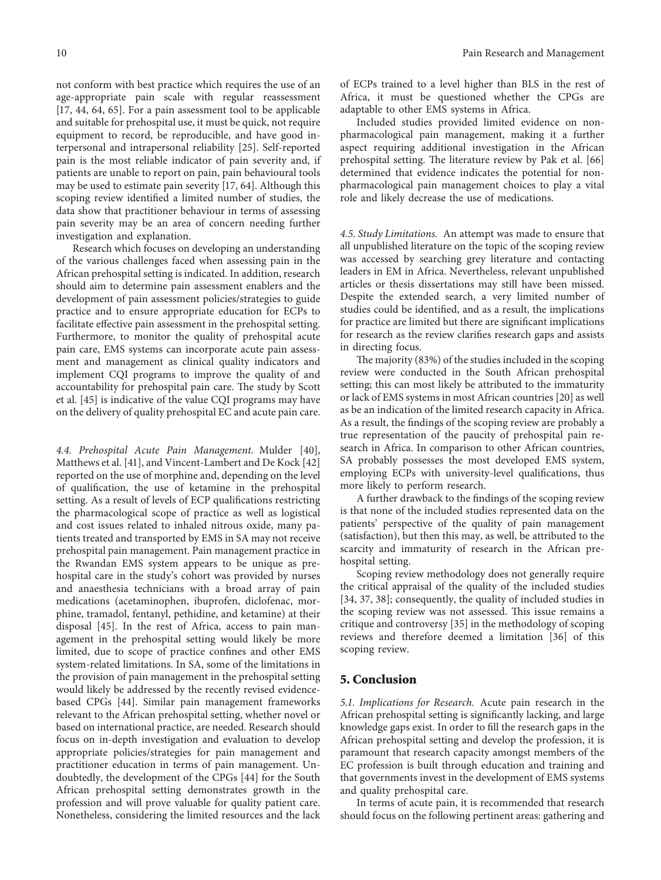not conform with best practice which requires the use of an age-appropriate pain scale with regular reassessment [17, 44, 64, 65]. For a pain assessment tool to be applicable and suitable for prehospital use, it must be quick, not require equipment to record, be reproducible, and have good interpersonal and intrapersonal reliability [25]. Self-reported pain is the most reliable indicator of pain severity and, if patients are unable to report on pain, pain behavioural tools may be used to estimate pain severity [17, 64]. Although this scoping review identified a limited number of studies, the data show that practitioner behaviour in terms of assessing pain severity may be an area of concern needing further investigation and explanation.

Research which focuses on developing an understanding of the various challenges faced when assessing pain in the African prehospital setting is indicated. In addition, research should aim to determine pain assessment enablers and the development of pain assessment policies/strategies to guide practice and to ensure appropriate education for ECPs to facilitate effective pain assessment in the prehospital setting. Furthermore, to monitor the quality of prehospital acute pain care, EMS systems can incorporate acute pain assessment and management as clinical quality indicators and implement CQI programs to improve the quality of and accountability for prehospital pain care. The study by Scott et al. [45] is indicative of the value CQI programs may have on the delivery of quality prehospital EC and acute pain care.

### 4.4. Prehospital Acute Pain Management.

Mulder [40], Matthews et al. [41], and Vincent-Lambert and De Kock [42] reported on the use of morphine and, depending on the level of qualification, the use of ketamine in the prehospital setting. As a result of levels of ECP qualifications restricting the pharmacological scope of practice as well as logistical and cost issues related to inhaled nitrous oxide, many patients treated and transported by EMS in SA may not receive prehospital pain management. Pain management practice in the Rwandan EMS system appears to be unique as prehospital care in the study's cohort was provided by nurses and anaesthesia technicians with a broad array of pain medications (acetaminophen, ibuprofen, diclofenac, morphine, tramadol, fentanyl, pethidine, and ketamine) at their disposal [45]. In the rest of Africa, access to pain management in the prehospital setting would likely be more limited, due to scope of practice confines and other EMS system-related limitations. In SA, some of the limitations in the provision of pain management in the prehospital setting would likely be addressed by the recently revised evidence-based CPGs [44]. Similar pain management frameworks relevant to the African prehospital setting, whether novel or based on international practice, are needed. Research should focus on in-depth investigation and evaluation to develop appropriate policies/strategies for pain management and practitioner education in terms of pain management. Undoubtedly, the development of the CPGs [44] for the South African prehospital setting demonstrates growth in the profession and will prove valuable for quality patient care. Nonetheless, considering the limited resources and the lack of ECPs trained to a level higher than BLS in the rest of Africa, it must be questioned whether the CPGs are adaptable to other EMS systems in Africa.

Included studies provided limited evidence on nonpharmacological pain management, making it a further aspect requiring additional investigation in the African prehospital setting. The literature review by Pak et al. [66] determined that evidence indicates the potential for nonpharmacological pain management choices to play a vital role and likely decrease the use of medications.

### 4.5. Study Limitations.

An attempt was made to ensure that all unpublished literature on the topic of the scoping review was accessed by searching grey literature and contacting leaders in EM in Africa. Nevertheless, relevant unpublished articles or thesis dissertations may still have been missed. Despite the extended search, a very limited number of studies could be identified, and as a result, the implications for practice are limited but there are significant implications for research as the review clarifies research gaps and assists in directing focus.

The majority (83%) of the studies included in the scoping review were conducted in the South African prehospital setting; this can most likely be attributed to the immaturity or lack of EMS systems in most African countries [20] as well as be an indication of the limited research capacity in Africa. As a result, the findings of the scoping review are probably a true representation of the paucity of prehospital pain research in Africa. In comparison to other African countries, SA probably possesses the most developed EMS system, employing ECPs with university-level qualifications, thus more likely to perform research.

A further drawback to the findings of the scoping review is that none of the included studies represented data on the patients' perspective of the quality of pain management (satisfaction), but then this may, as well, be attributed to the scarcity and immaturity of research in the African prehospital setting.

Scoping review methodology does not generally require the critical appraisal of the quality of the included studies [34, 37, 38]; consequently, the quality of included studies in the scoping review was not assessed. This issue remains a critique and controversy [35] in the methodology of scoping reviews and therefore deemed a limitation [36] of this scoping review.

## 5. Conclusion

### 5.1. Implications for Research.

Acute pain research in the African prehospital setting is significantly lacking, and large knowledge gaps exist. In order to fill the research gaps in the African prehospital setting and develop the profession, it is paramount that research capacity amongst members of the EC profession is built through education and training and that governments invest in the development of EMS systems and quality prehospital care.

In terms of acute pain, it is recommended that research should focus on the following pertinent areas: gathering and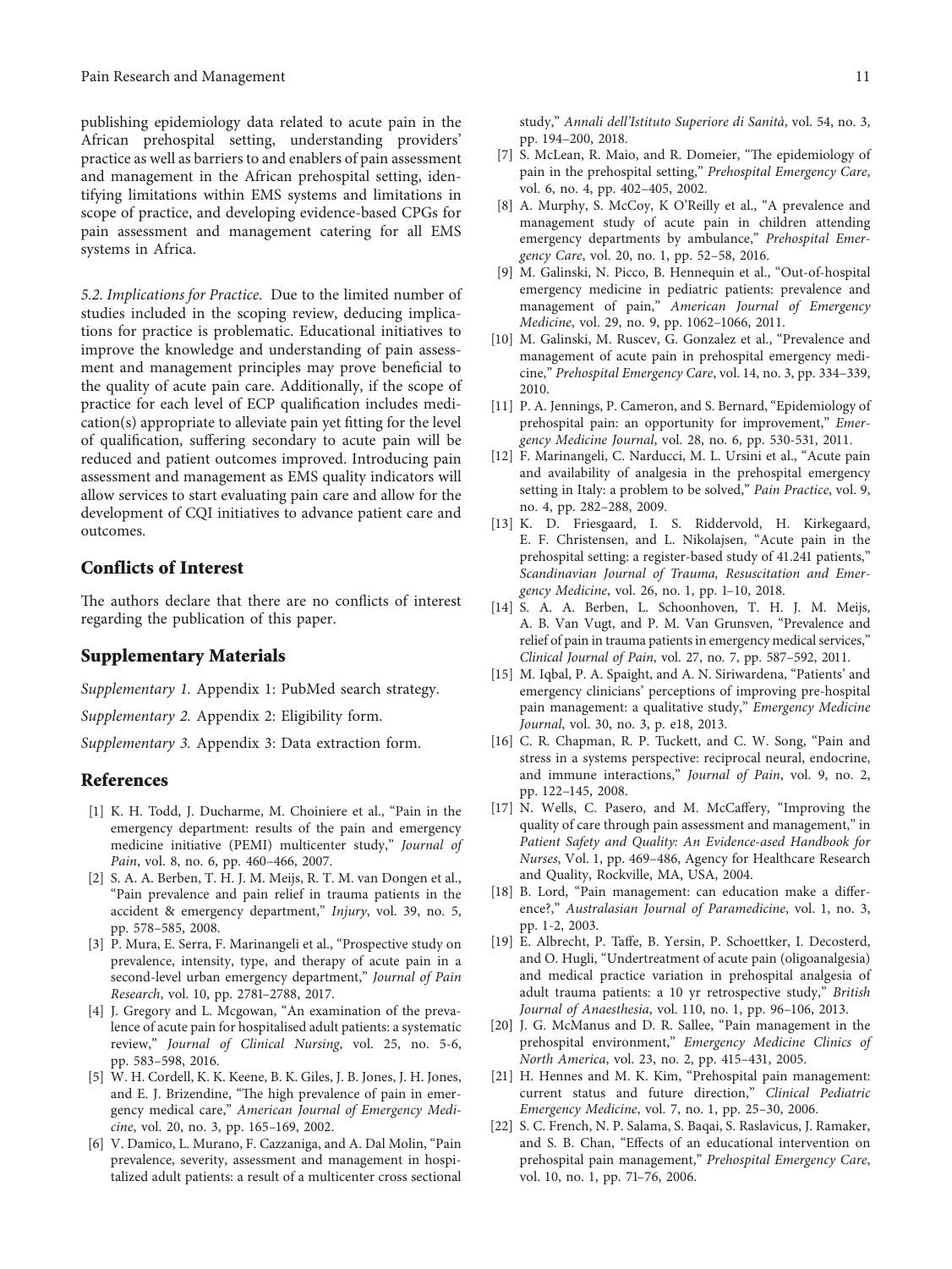publishing epidemiology data related to acute pain in the African prehospital setting, understanding providers' practice as well as barriers to and enablers of pain assessment and management in the African prehospital setting, identifying limitations within EMS systems and limitations in scope of practice, and developing evidence-based CPGs for pain assessment and management catering for all EMS systems in Africa.

*5.2. Implications for Practice.* Due to the limited number of studies included in the scoping review, deducing implications for practice is problematic. Educational initiatives to improve the knowledge and understanding of pain assessment and management principles may prove beneficial to the quality of acute pain care. Additionally, if the scope of practice for each level of ECP qualification includes medication(s) appropriate to alleviate pain yet fitting for the level of qualification, suffering secondary to acute pain will be reduced and patient outcomes improved. Introducing pain assessment and management as EMS quality indicators will allow services to start evaluating pain care and allow for the development of CQI initiatives to advance patient care and outcomes.

## Conflicts of Interest

The authors declare that there are no conflicts of interest regarding the publication of this paper.

## Supplementary Materials

*Supplementary 1.* Appendix 1: PubMed search strategy.

*Supplementary 2.* Appendix 2: Eligibility form.

*Supplementary 3.* Appendix 3: Data extraction form.

## References

[1] K. H. Todd, J. Ducharme, M. Choiniere et al., "Pain in the emergency department: results of the pain and emergency medicine initiative (PEMI) multicenter study," *Journal of Pain*, vol. 8, no. 6, pp. 460–466, 2007.

[2] S. A. A. Berben, T. H. J. M. Meijs, R. T. M. van Dongen et al., "Pain prevalence and pain relief in trauma patients in the accident & emergency department," *Injury*, vol. 39, no. 5, pp. 578–585, 2008.

[3] P. Mura, E. Serra, F. Marinangeli et al., "Prospective study on prevalence, intensity, type, and therapy of acute pain in a second-level urban emergency department," *Journal of Pain Research*, vol. 10, pp. 2781–2788, 2017.

[4] J. Gregory and L. Mcgowan, "An examination of the prevalence of acute pain for hospitalised adult patients: a systematic review," *Journal of Clinical Nursing*, vol. 25, no. 5-6, pp. 583–598, 2016.

[5] W. H. Cordell, K. K. Keene, B. K. Giles, J. B. Jones, J. H. Jones, and E. J. Brizendine, "The high prevalence of pain in emergency medical care," *American Journal of Emergency Medicine*, vol. 20, no. 3, pp. 165–169, 2002.

[6] V. Damico, L. Murano, F. Cazzaniga, and A. Dal Molin, "Pain prevalence, severity, assessment and management in hospitalized adult patients: a result of a multicenter cross sectional study," *Annali dell'Istituto Superiore di Sanità*, vol. 54, no. 3, pp. 194–200, 2018.

[7] S. McLean, R. Maio, and R. Domeier, "The epidemiology of pain in the prehospital setting," *Prehospital Emergency Care*, vol. 6, no. 4, pp. 402–405, 2002.

[8] A. Murphy, S. McCoy, K O'Reilly et al., "A prevalence and management study of acute pain in children attending emergency departments by ambulance," *Prehospital Emergency Care*, vol. 20, no. 1, pp. 52–58, 2016.

[9] M. Galinski, N. Picco, B. Hennequin et al., "Out-of-hospital emergency medicine in pediatric patients: prevalence and management of pain," *American Journal of Emergency Medicine*, vol. 29, no. 9, pp. 1062–1066, 2011.

[10] M. Galinski, M. Ruscev, G. Gonzalez et al., "Prevalence and management of acute pain in prehospital emergency medicine," *Prehospital Emergency Care*, vol. 14, no. 3, pp. 334–339, 2010.

[11] P. A. Jennings, P. Cameron, and S. Bernard, "Epidemiology of prehospital pain: an opportunity for improvement," *Emergency Medicine Journal*, vol. 28, no. 6, pp. 530-531, 2011.

[12] F. Marinangeli, C. Narducci, M. L. Ursini et al., "Acute pain and availability of analgesia in the prehospital emergency setting in Italy: a problem to be solved," *Pain Practice*, vol. 9, no. 4, pp. 282–288, 2009.

[13] K. D. Friesgaard, I. S. Riddervold, H. Kirkegaard, E. F. Christensen, and L. Nikolajsen, "Acute pain in the prehospital setting: a register-based study of 41.241 patients," *Scandinavian Journal of Trauma, Resuscitation and Emergency Medicine*, vol. 26, no. 1, pp. 1–10, 2018.

[14] S. A. A. Berben, L. Schoonhoven, T. H. J. M. Meijs, A. B. Van Vugt, and P. M. Van Grunsven, "Prevalence and relief of pain in trauma patients in emergency medical services," *Clinical Journal of Pain*, vol. 27, no. 7, pp. 587–592, 2011.

[15] M. Iqbal, P. A. Spaight, and A. N. Siriwardena, "Patients' and emergency clinicians' perceptions of improving pre-hospital pain management: a qualitative study," *Emergency Medicine Journal*, vol. 30, no. 3, p. e18, 2013.

[16] C. R. Chapman, R. P. Tuckett, and C. W. Song, "Pain and stress in a systems perspective: reciprocal neural, endocrine, and immune interactions," *Journal of Pain*, vol. 9, no. 2, pp. 122–145, 2008.

[17] N. Wells, C. Pasero, and M. McCaffery, "Improving the quality of care through pain assessment and management," in *Patient Safety and Quality: An Evidence-ased Handbook for Nurses*, Vol. 1, pp. 469–486, Agency for Healthcare Research and Quality, Rockville, MA, USA, 2004.

[18] B. Lord, "Pain management: can education make a difference?," *Australasian Journal of Paramedicine*, vol. 1, no. 3, pp. 1-2, 2003.

[19] E. Albrecht, P. Taffe, B. Yersin, P. Schoettker, I. Decosterd, and O. Hugli, "Undertreatment of acute pain (oligoanalgesia) and medical practice variation in prehospital analgesia of adult trauma patients: a 10 yr retrospective study," *British Journal of Anaesthesia*, vol. 110, no. 1, pp. 96–106, 2013.

[20] J. G. McManus and D. R. Sallee, "Pain management in the prehospital environment," *Emergency Medicine Clinics of North America*, vol. 23, no. 2, pp. 415–431, 2005.

[21] H. Hennes and M. K. Kim, "Prehospital pain management: current status and future direction," *Clinical Pediatric Emergency Medicine*, vol. 7, no. 1, pp. 25–30, 2006.

[22] S. C. French, N. P. Salama, S. Baqai, S. Raslavicus, J. Ramaker, and S. B. Chan, "Effects of an educational intervention on prehospital pain management," *Prehospital Emergency Care*, vol. 10, no. 1, pp. 71–76, 2006.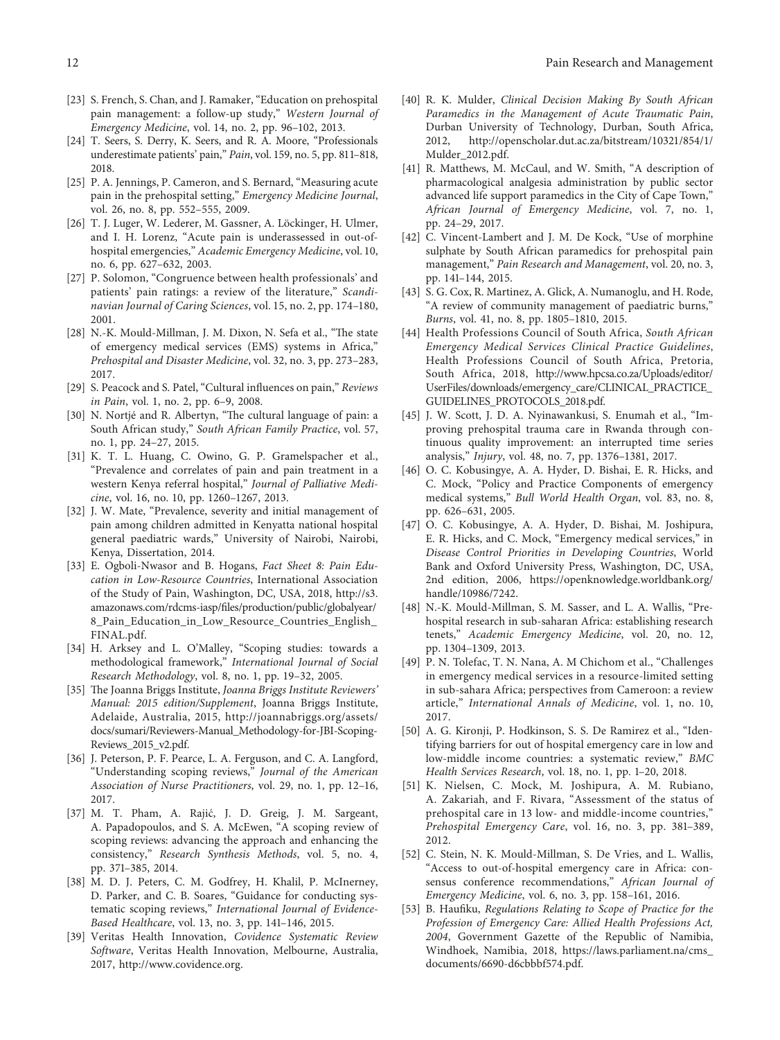[23] S. French, S. Chan, and J. Ramaker, "Education on prehospital pain management: a follow-up study," *Western Journal of Emergency Medicine*, vol. 14, no. 2, pp. 96–102, 2013.

[24] T. Seers, S. Derry, K. Seers, and R. A. Moore, "Professionals underestimate patients' pain," *Pain*, vol. 159, no. 5, pp. 811–818, 2018.

[25] P. A. Jennings, P. Cameron, and S. Bernard, "Measuring acute pain in the prehospital setting," *Emergency Medicine Journal*, vol. 26, no. 8, pp. 552–555, 2009.

[26] T. J. Luger, W. Lederer, M. Gassner, A. Löckinger, H. Ulmer, and I. H. Lorenz, "Acute pain is underassessed in out-of-hospital emergencies," *Academic Emergency Medicine*, vol. 10, no. 6, pp. 627–632, 2003.

[27] P. Solomon, "Congruence between health professionals' and patients' pain ratings: a review of the literature," *Scandinavian Journal of Caring Sciences*, vol. 15, no. 2, pp. 174–180, 2001.

[28] N.-K. Mould-Millman, J. M. Dixon, N. Sefa et al., "The state of emergency medical services (EMS) systems in Africa," *Prehospital and Disaster Medicine*, vol. 32, no. 3, pp. 273–283, 2017.

[29] S. Peacock and S. Patel, "Cultural influences on pain," *Reviews in Pain*, vol. 1, no. 2, pp. 6–9, 2008.

[30] N. Nortjé and R. Albertyn, "The cultural language of pain: a South African study," *South African Family Practice*, vol. 57, no. 1, pp. 24–27, 2015.

[31] K. T. L. Huang, C. Owino, G. P. Gramelspacher et al., "Prevalence and correlates of pain and pain treatment in a western Kenya referral hospital," *Journal of Palliative Medicine*, vol. 16, no. 10, pp. 1260–1267, 2013.

[32] J. W. Mate, "Prevalence, severity and initial management of pain among children admitted in Kenyatta national hospital general paediatric wards," University of Nairobi, Nairobi, Kenya, Dissertation, 2014.

[33] E. Ogboli-Nwasor and B. Hogans, *Fact Sheet 8: Pain Education in Low-Resource Countries*, International Association of the Study of Pain, Washington, DC, USA, 2018, http://s3.amazonaws.com/rdcms-iasp/files/production/public/globalyear/8_Pain_Education_in_Low_Resource_Countries_English_FINAL.pdf.

[34] H. Arksey and L. O'Malley, "Scoping studies: towards a methodological framework," *International Journal of Social Research Methodology*, vol. 8, no. 1, pp. 19–32, 2005.

[35] The Joanna Briggs Institute, *Joanna Briggs Institute Reviewers' Manual: 2015 edition/Supplement*, Joanna Briggs Institute, Adelaide, Australia, 2015, http://joannabriggs.org/assets/docs/sumari/Reviewers-Manual_Methodology-for-JBI-Scoping-Reviews_2015_v2.pdf.

[36] J. Peterson, P. F. Pearce, L. A. Ferguson, and C. A. Langford, "Understanding scoping reviews," *Journal of the American Association of Nurse Practitioners*, vol. 29, no. 1, pp. 12–16, 2017.

[37] M. T. Pham, A. Rajić, J. D. Greig, J. M. Sargeant, A. Papadopoulos, and S. A. McEwen, "A scoping review of scoping reviews: advancing the approach and enhancing the consistency," *Research Synthesis Methods*, vol. 5, no. 4, pp. 371–385, 2014.

[38] M. D. J. Peters, C. M. Godfrey, H. Khalil, P. McInerney, D. Parker, and C. B. Soares, "Guidance for conducting systematic scoping reviews," *International Journal of Evidence-Based Healthcare*, vol. 13, no. 3, pp. 141–146, 2015.

[39] Veritas Health Innovation, *Covidence Systematic Review Software*, Veritas Health Innovation, Melbourne, Australia, 2017, http://www.covidence.org.

[40] R. K. Mulder, *Clinical Decision Making By South African Paramedics in the Management of Acute Traumatic Pain*, Durban University of Technology, Durban, South Africa, 2012, http://openscholar.dut.ac.za/bitstream/10321/854/1/Mulder_2012.pdf.

[41] R. Matthews, M. McCaul, and W. Smith, "A description of pharmacological analgesia administration by public sector advanced life support paramedics in the City of Cape Town," *African Journal of Emergency Medicine*, vol. 7, no. 1, pp. 24–29, 2017.

[42] C. Vincent-Lambert and J. M. De Kock, "Use of morphine sulphate by South African paramedics for prehospital pain management," *Pain Research and Management*, vol. 20, no. 3, pp. 141–144, 2015.

[43] S. G. Cox, R. Martinez, A. Glick, A. Numanoglu, and H. Rode, "A review of community management of paediatric burns," *Burns*, vol. 41, no. 8, pp. 1805–1810, 2015.

[44] Health Professions Council of South Africa, *South African Emergency Medical Services Clinical Practice Guidelines*, Health Professions Council of South Africa, Pretoria, South Africa, 2018, http://www.hpcsa.co.za/Uploads/editor/UserFiles/downloads/emergency_care/CLINICAL_PRACTICE_GUIDELINES_PROTOCOLS_2018.pdf.

[45] J. W. Scott, J. D. A. Nyinawankusi, S. Enumah et al., "Improving prehospital trauma care in Rwanda through continuous quality improvement: an interrupted time series analysis," *Injury*, vol. 48, no. 7, pp. 1376–1381, 2017.

[46] O. C. Kobusingye, A. A. Hyder, D. Bishai, E. R. Hicks, and C. Mock, "Policy and Practice Components of emergency medical systems," *Bull World Health Organ*, vol. 83, no. 8, pp. 626–631, 2005.

[47] O. C. Kobusingye, A. A. Hyder, D. Bishai, M. Joshipura, E. R. Hicks, and C. Mock, "Emergency medical services," in *Disease Control Priorities in Developing Countries*, World Bank and Oxford University Press, Washington, DC, USA, 2nd edition, 2006, https://openknowledge.worldbank.org/handle/10986/7242.

[48] N.-K. Mould-Millman, S. M. Sasser, and L. A. Wallis, "Prehospital research in sub-saharan Africa: establishing research tenets," *Academic Emergency Medicine*, vol. 20, no. 12, pp. 1304–1309, 2013.

[49] P. N. Tolefac, T. N. Nana, A. M Chichom et al., "Challenges in emergency medical services in a resource-limited setting in sub-sahara Africa; perspectives from Cameroon: a review article," *International Annals of Medicine*, vol. 1, no. 10, 2017.

[50] A. G. Kironji, P. Hodkinson, S. S. De Ramirez et al., "Identifying barriers for out of hospital emergency care in low and low-middle income countries: a systematic review," *BMC Health Services Research*, vol. 18, no. 1, pp. 1–20, 2018.

[51] K. Nielsen, C. Mock, M. Joshipura, A. M. Rubiano, A. Zakariah, and F. Rivara, "Assessment of the status of prehospital care in 13 low- and middle-income countries," *Prehospital Emergency Care*, vol. 16, no. 3, pp. 381–389, 2012.

[52] C. Stein, N. K. Mould-Millman, S. De Vries, and L. Wallis, "Access to out-of-hospital emergency care in Africa: consensus conference recommendations," *African Journal of Emergency Medicine*, vol. 6, no. 3, pp. 158–161, 2016.

[53] B. Haufiku, *Regulations Relating to Scope of Practice for the Profession of Emergency Care: Allied Health Professions Act, 2004*, Government Gazette of the Republic of Namibia, Windhoek, Namibia, 2018, https://laws.parliament.na/cms_documents/6690-d6cbbbf574.pdf.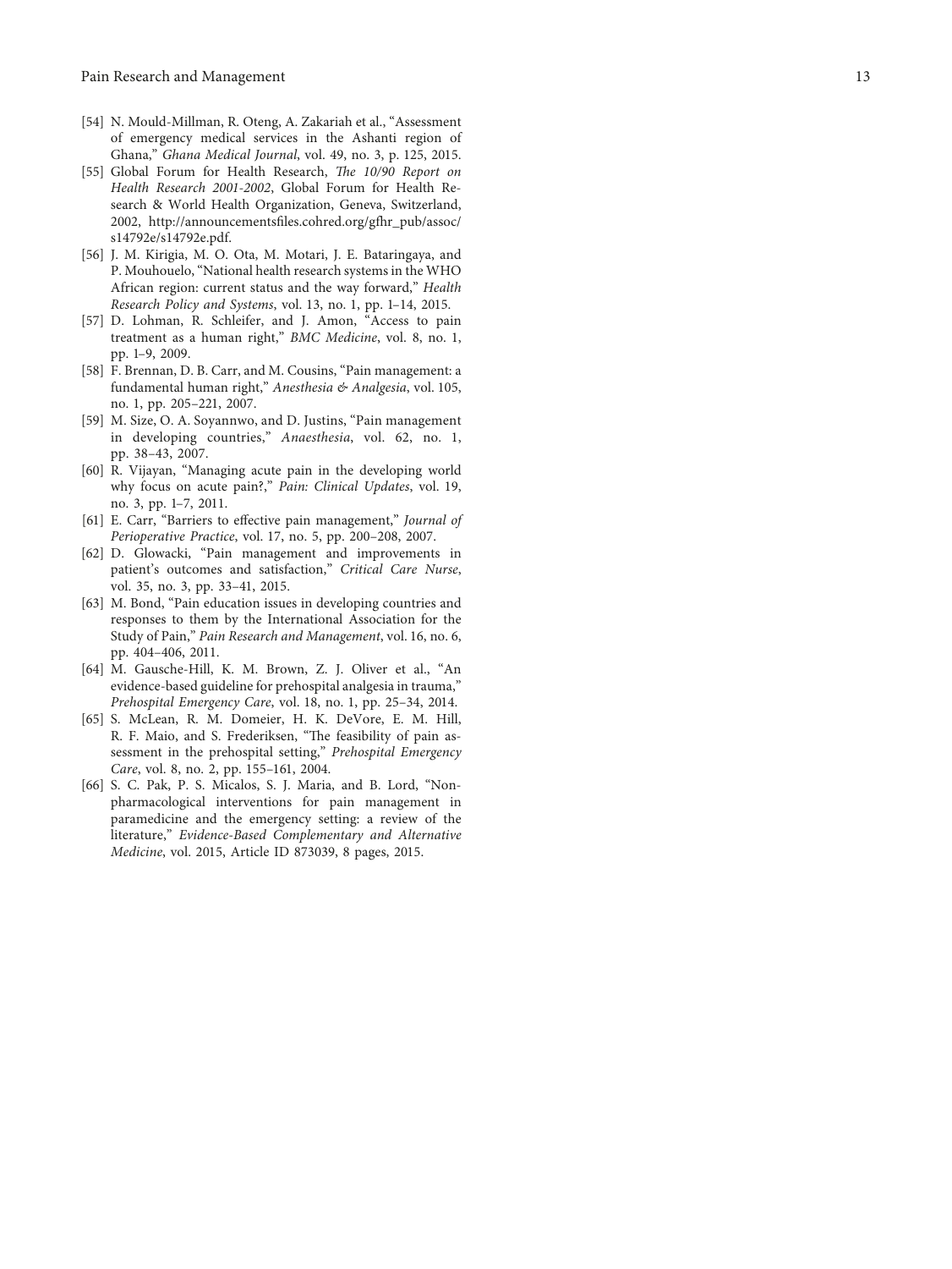[54] N. Mould-Millman, R. Oteng, A. Zakariah et al., "Assessment of emergency medical services in the Ashanti region of Ghana," *Ghana Medical Journal*, vol. 49, no. 3, p. 125, 2015.

[55] Global Forum for Health Research, *The 10/90 Report on Health Research 2001-2002*, Global Forum for Health Research & World Health Organization, Geneva, Switzerland, 2002, http://announcementsfiles.cohred.org/gfhr_pub/assoc/s14792e/s14792e.pdf.

[56] J. M. Kirigia, M. O. Ota, M. Motari, J. E. Bataringaya, and P. Mouhouelo, "National health research systems in the WHO African region: current status and the way forward," *Health Research Policy and Systems*, vol. 13, no. 1, pp. 1–14, 2015.

[57] D. Lohman, R. Schleifer, and J. Amon, "Access to pain treatment as a human right," *BMC Medicine*, vol. 8, no. 1, pp. 1–9, 2009.

[58] F. Brennan, D. B. Carr, and M. Cousins, "Pain management: a fundamental human right," *Anesthesia & Analgesia*, vol. 105, no. 1, pp. 205–221, 2007.

[59] M. Size, O. A. Soyannwo, and D. Justins, "Pain management in developing countries," *Anaesthesia*, vol. 62, no. 1, pp. 38–43, 2007.

[60] R. Vijayan, "Managing acute pain in the developing world why focus on acute pain?," *Pain: Clinical Updates*, vol. 19, no. 3, pp. 1–7, 2011.

[61] E. Carr, "Barriers to effective pain management," *Journal of Perioperative Practice*, vol. 17, no. 5, pp. 200–208, 2007.

[62] D. Glowacki, "Pain management and improvements in patient's outcomes and satisfaction," *Critical Care Nurse*, vol. 35, no. 3, pp. 33–41, 2015.

[63] M. Bond, "Pain education issues in developing countries and responses to them by the International Association for the Study of Pain," *Pain Research and Management*, vol. 16, no. 6, pp. 404–406, 2011.

[64] M. Gausche-Hill, K. M. Brown, Z. J. Oliver et al., "An evidence-based guideline for prehospital analgesia in trauma," *Prehospital Emergency Care*, vol. 18, no. 1, pp. 25–34, 2014.

[65] S. McLean, R. M. Domeier, H. K. DeVore, E. M. Hill, R. F. Maio, and S. Frederiksen, "The feasibility of pain assessment in the prehospital setting," *Prehospital Emergency Care*, vol. 8, no. 2, pp. 155–161, 2004.

[66] S. C. Pak, P. S. Micalos, S. J. Maria, and B. Lord, "Nonpharmacological interventions for pain management in paramedicine and the emergency setting: a review of the literature," *Evidence-Based Complementary and Alternative Medicine*, vol. 2015, Article ID 873039, 8 pages, 2015.